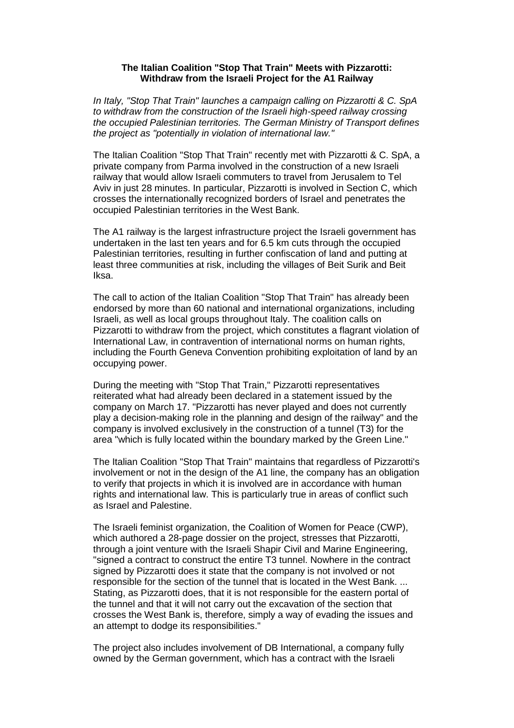**The Italian Coalition "Stop That Train" Meets with Pizzarotti: Withdraw from the Israeli Project for the A1 Railway**

*In Italy, "Stop That Train" launches a campaign calling on Pizzarotti & C. SpA to withdraw from the construction of the Israeli high-speed railway crossing the occupied Palestinian territories. The German Ministry of Transport defines the project as "potentially in violation of international law."*

The Italian Coalition "Stop That Train" recently met with Pizzarotti & C. SpA, a private company from Parma involved in the construction of a new Israeli railway that would allow Israeli commuters to travel from Jerusalem to Tel Aviv in just 28 minutes. In particular, Pizzarotti is involved in Section C, which crosses the internationally recognized borders of Israel and penetrates the occupied Palestinian territories in the West Bank.

The A1 railway is the largest infrastructure project the Israeli government has undertaken in the last ten years and for 6.5 km cuts through the occupied Palestinian territories, resulting in further confiscation of land and putting at least three communities at risk, including the villages of Beit Surik and Beit Iksa.

The call to action of the Italian Coalition "Stop That Train" has already been endorsed by more than 60 national and international organizations, including Israeli, as well as local groups throughout Italy. The coalition calls on Pizzarotti to withdraw from the project, which constitutes a flagrant violation of International Law, in contravention of international norms on human rights, including the Fourth Geneva Convention prohibiting exploitation of land by an occupying power.

During the meeting with "Stop That Train," Pizzarotti representatives reiterated what had already been declared in a statement issued by the company on March 17. "Pizzarotti has never played and does not currently play a decision-making role in the planning and design of the railway" and the company is involved exclusively in the construction of a tunnel (T3) for the area "which is fully located within the boundary marked by the Green Line."

The Italian Coalition "Stop That Train" maintains that regardless of Pizzarotti's involvement or not in the design of the A1 line, the company has an obligation to verify that projects in which it is involved are in accordance with human rights and international law. This is particularly true in areas of conflict such as Israel and Palestine.

The Israeli feminist organization, the Coalition of Women for Peace (CWP), which authored a 28-page dossier on the project, stresses that Pizzarotti, through a joint venture with the Israeli Shapir Civil and Marine Engineering, "signed a contract to construct the entire T3 tunnel. Nowhere in the contract signed by Pizzarotti does it state that the company is not involved or not responsible for the section of the tunnel that is located in the West Bank. ... Stating, as Pizzarotti does, that it is not responsible for the eastern portal of the tunnel and that it will not carry out the excavation of the section that crosses the West Bank is, therefore, simply a way of evading the issues and an attempt to dodge its responsibilities."

The project also includes involvement of DB International, a company fully owned by the German government, which has a contract with the Israeli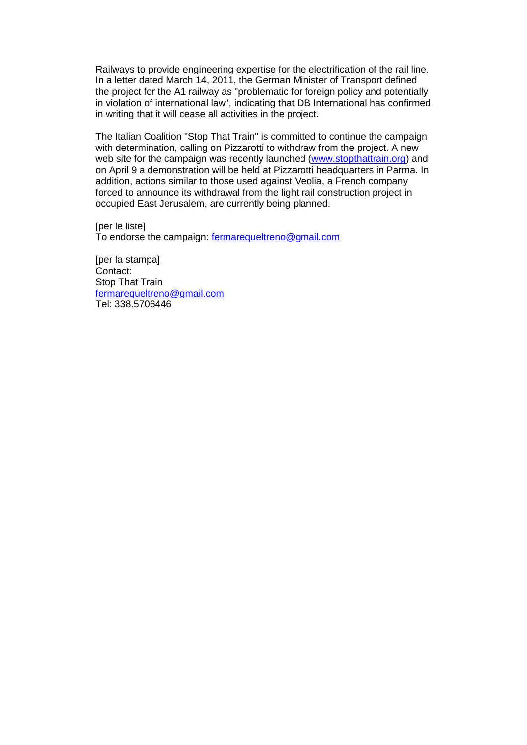Railways to provide engineering expertise for the electrification of the rail line. In a letter dated March 14, 2011, the German Minister of Transport defined the project for the A1 railway as "problematic for foreign policy and potentially in violation of international law", indicating that DB International has confirmed in writing that it will cease all activities in the project.

The Italian Coalition "Stop That Train" is committed to continue the campaign with determination, calling on Pizzarotti to withdraw from the project. A new web site for the campaign was recently launched (www.stopthattrain.org) and on April 9 a demonstration will be held at Pizzarotti headquarters in Parma. In addition, actions similar to those used against Veolia, a French company forced to announce its withdrawal from the light rail construction project in occupied East Jerusalem, are currently being planned.

[per le liste]
To endorse the campaign: fermarequeltreno@gmail.com

[per la stampa]
Contact:
Stop That Train
fermarequeltreno@gmail.com
Tel: 338.5706446